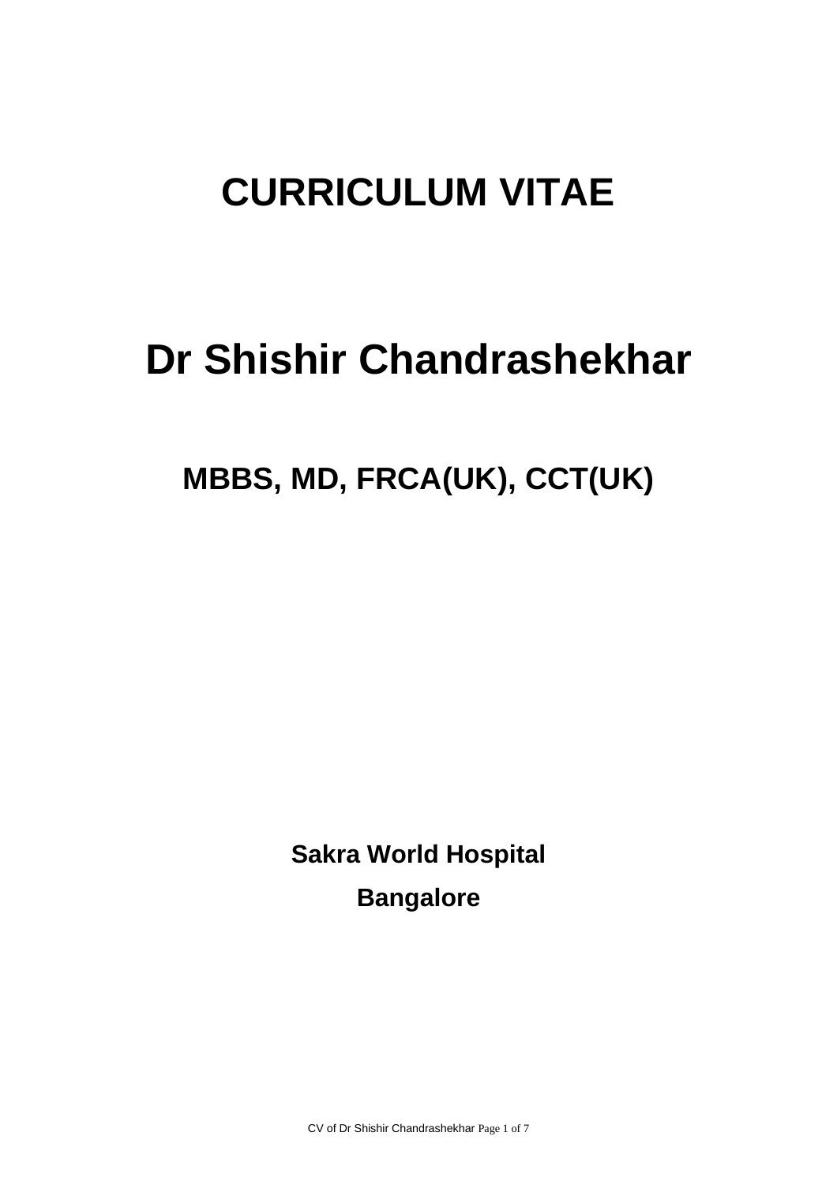# CURRICULUM VITAE

# Dr Shishir Chandrashekhar

## MBBS, MD, FRCA(UK), CCT(UK)

**Sakra World Hospital**

**Bangalore**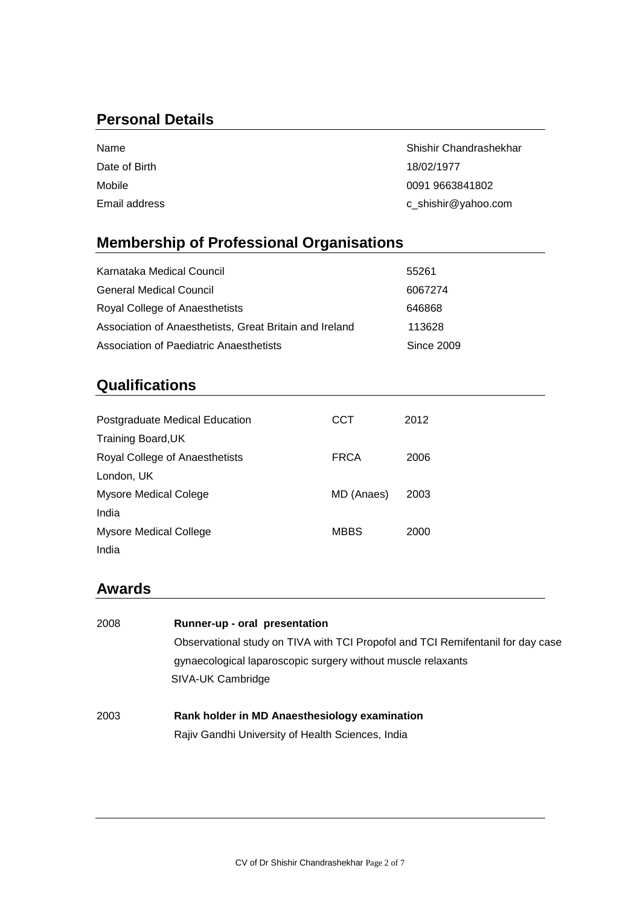## Personal Details

| | |
|---|---|
| Name | Shishir Chandrashekhar |
| Date of Birth | 18/02/1977 |
| Mobile | 0091 9663841802 |
| Email address | c_shishir@yahoo.com |

## Membership of Professional Organisations

| | |
|---|---|
| Karnataka Medical Council | 55261 |
| General Medical Council | 6067274 |
| Royal College of Anaesthetists | 646868 |
| Association of Anaesthetists, Great Britain and Ireland | 113628 |
| Association of Paediatric Anaesthetists | Since 2009 |

## Qualifications

| | | |
|---|---|---|
| Postgraduate Medical Education Training Board,UK | CCT | 2012 |
| Royal College of Anaesthetists London, UK | FRCA | 2006 |
| Mysore Medical Colege India | MD (Anaes) | 2003 |
| Mysore Medical College India | MBBS | 2000 |

## Awards

2008 **Runner-up - oral presentation**
Observational study on TIVA with TCI Propofol and TCI Remifentanil for day case gynaecological laparoscopic surgery without muscle relaxants
SIVA-UK Cambridge

2003 **Rank holder in MD Anaesthesiology examination**
Rajiv Gandhi University of Health Sciences, India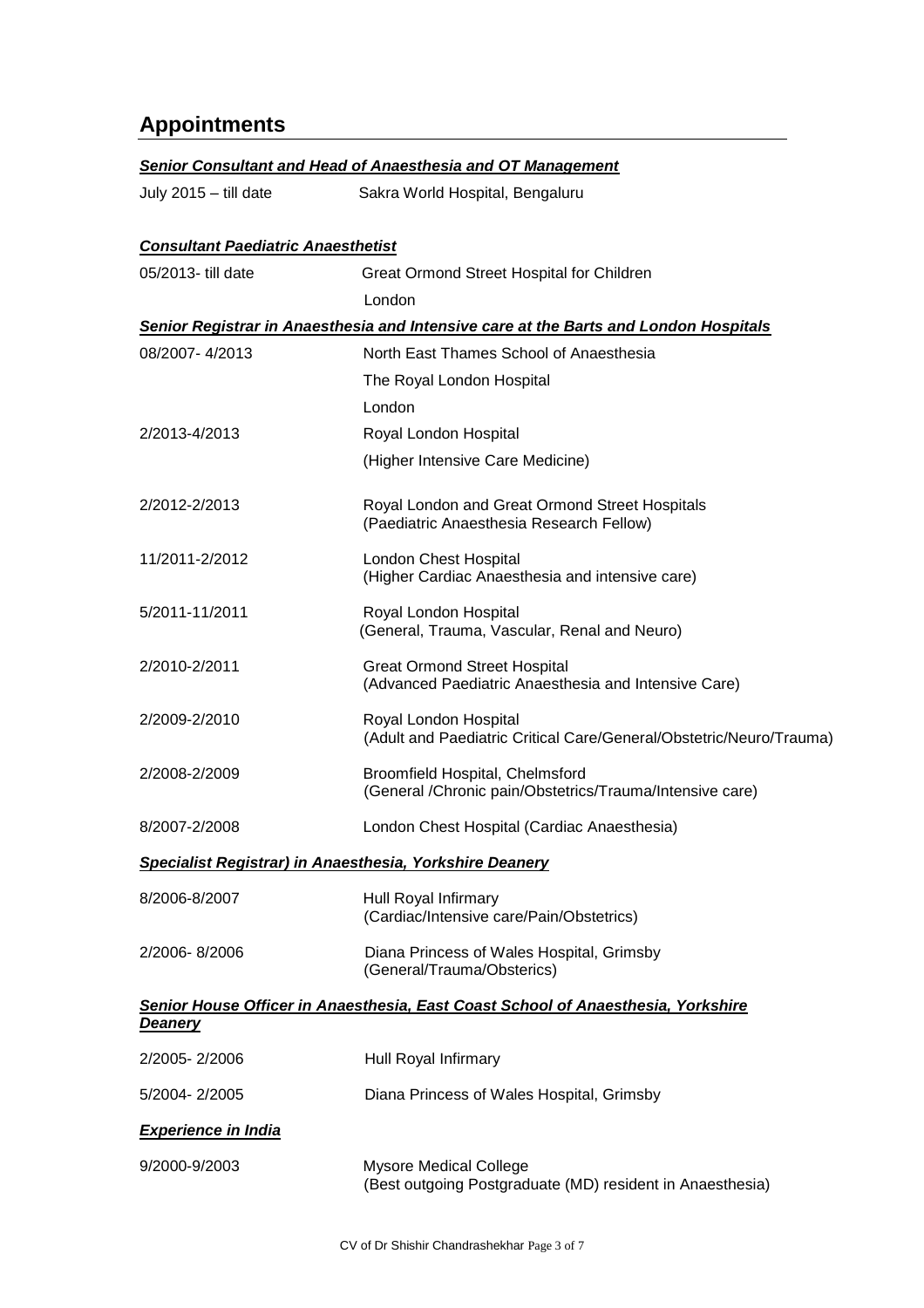## Appointments

***Senior Consultant and Head of Anaesthesia and OT Management***

| | |
|---|---|
| July 2015 – till date | Sakra World Hospital, Bengaluru |

***Consultant Paediatric Anaesthetist***

| | |
|---|---|
| 05/2013- till date | Great Ormond Street Hospital for Children<br>London |

***Senior Registrar in Anaesthesia and Intensive care at the Barts and London Hospitals***

| | |
|---|---|
| 08/2007- 4/2013 | North East Thames School of Anaesthesia<br>The Royal London Hospital<br>London |
| 2/2013-4/2013 | Royal London Hospital<br>(Higher Intensive Care Medicine) |
| 2/2012-2/2013 | Royal London and Great Ormond Street Hospitals<br>(Paediatric Anaesthesia Research Fellow) |
| 11/2011-2/2012 | London Chest Hospital<br>(Higher Cardiac Anaesthesia and intensive care) |
| 5/2011-11/2011 | Royal London Hospital<br>(General, Trauma, Vascular, Renal and Neuro) |
| 2/2010-2/2011 | Great Ormond Street Hospital<br>(Advanced Paediatric Anaesthesia and Intensive Care) |
| 2/2009-2/2010 | Royal London Hospital<br>(Adult and Paediatric Critical Care/General/Obstetric/Neuro/Trauma) |
| 2/2008-2/2009 | Broomfield Hospital, Chelmsford<br>(General /Chronic pain/Obstetrics/Trauma/Intensive care) |
| 8/2007-2/2008 | London Chest Hospital (Cardiac Anaesthesia) |

***Specialist Registrar) in Anaesthesia, Yorkshire Deanery***

| | |
|---|---|
| 8/2006-8/2007 | Hull Royal Infirmary<br>(Cardiac/Intensive care/Pain/Obstetrics) |
| 2/2006- 8/2006 | Diana Princess of Wales Hospital, Grimsby<br>(General/Trauma/Obsterics) |

***Senior House Officer in Anaesthesia, East Coast School of Anaesthesia, Yorkshire Deanery***

| | |
|---|---|
| 2/2005- 2/2006 | Hull Royal Infirmary |
| 5/2004- 2/2005 | Diana Princess of Wales Hospital, Grimsby |

***Experience in India***

| | |
|---|---|
| 9/2000-9/2003 | Mysore Medical College<br>(Best outgoing Postgraduate (MD) resident in Anaesthesia) |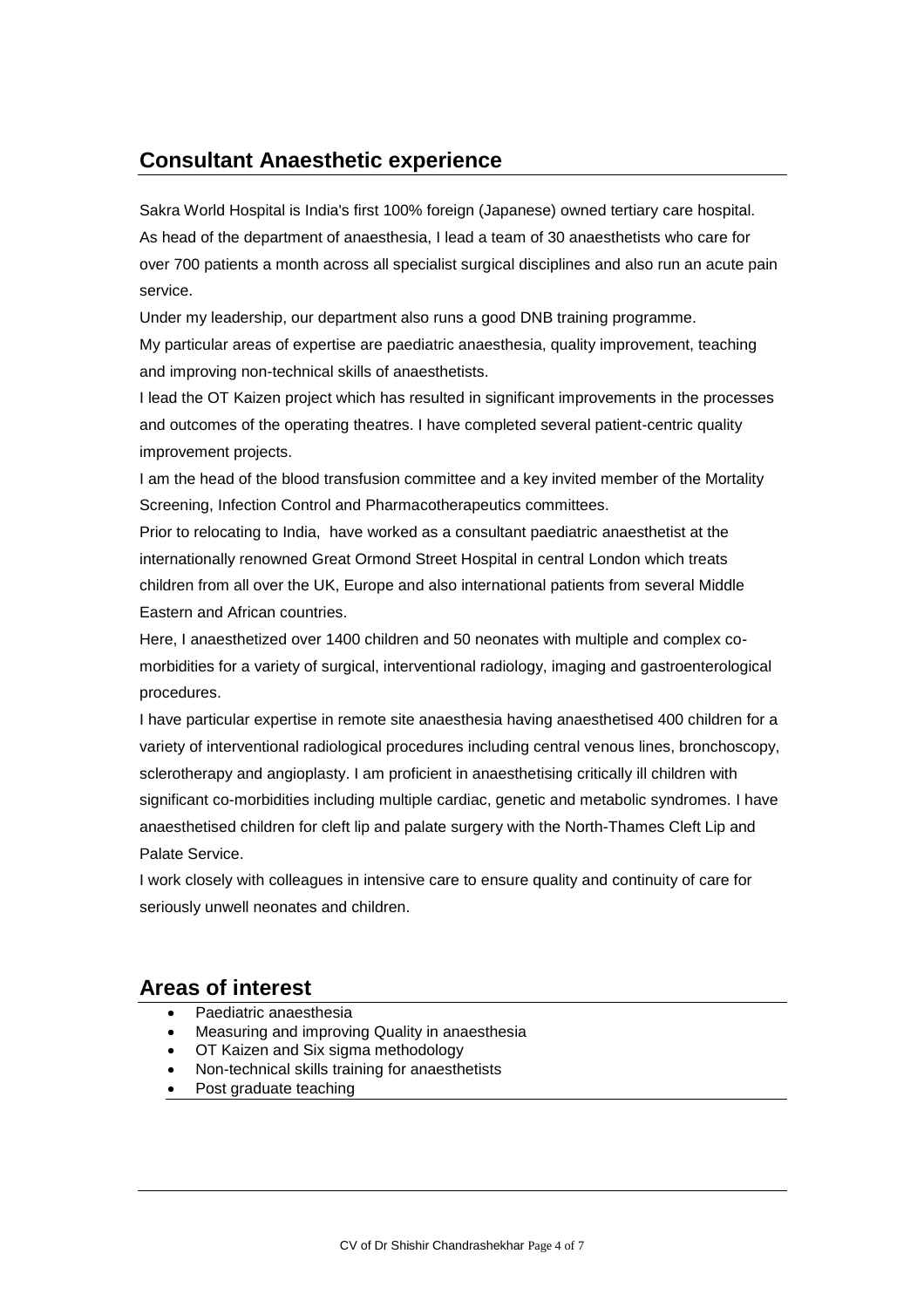## Consultant Anaesthetic experience

Sakra World Hospital is India's first 100% foreign (Japanese) owned tertiary care hospital. As head of the department of anaesthesia, I lead a team of 30 anaesthetists who care for over 700 patients a month across all specialist surgical disciplines and also run an acute pain service.

Under my leadership, our department also runs a good DNB training programme.

My particular areas of expertise are paediatric anaesthesia, quality improvement, teaching and improving non-technical skills of anaesthetists.

I lead the OT Kaizen project which has resulted in significant improvements in the processes and outcomes of the operating theatres. I have completed several patient-centric quality improvement projects.

I am the head of the blood transfusion committee and a key invited member of the Mortality Screening, Infection Control and Pharmacotherapeutics committees.

Prior to relocating to India, have worked as a consultant paediatric anaesthetist at the internationally renowned Great Ormond Street Hospital in central London which treats children from all over the UK, Europe and also international patients from several Middle Eastern and African countries.

Here, I anaesthetized over 1400 children and 50 neonates with multiple and complex co-morbidities for a variety of surgical, interventional radiology, imaging and gastroenterological procedures.

I have particular expertise in remote site anaesthesia having anaesthetised 400 children for a variety of interventional radiological procedures including central venous lines, bronchoscopy, sclerotherapy and angioplasty. I am proficient in anaesthetising critically ill children with significant co-morbidities including multiple cardiac, genetic and metabolic syndromes. I have anaesthetised children for cleft lip and palate surgery with the North-Thames Cleft Lip and Palate Service.

I work closely with colleagues in intensive care to ensure quality and continuity of care for seriously unwell neonates and children.

## Areas of interest

- Paediatric anaesthesia
- Measuring and improving Quality in anaesthesia
- OT Kaizen and Six sigma methodology
- Non-technical skills training for anaesthetists
- Post graduate teaching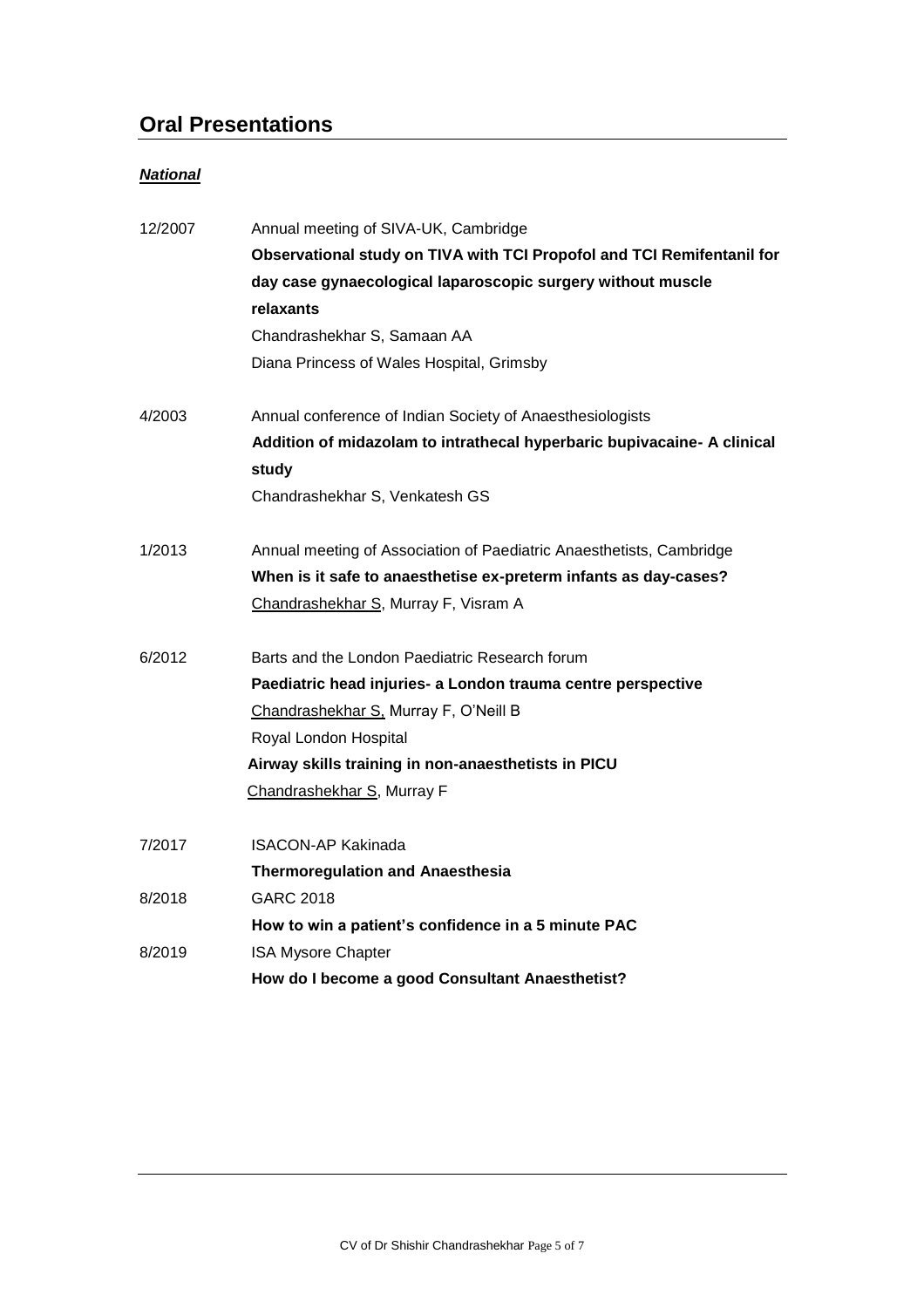## Oral Presentations

***National***

12/2007 Annual meeting of SIVA-UK, Cambridge
**Observational study on TIVA with TCI Propofol and TCI Remifentanil for day case gynaecological laparoscopic surgery without muscle relaxants**
Chandrashekhar S, Samaan AA
Diana Princess of Wales Hospital, Grimsby

4/2003 Annual conference of Indian Society of Anaesthesiologists
**Addition of midazolam to intrathecal hyperbaric bupivacaine- A clinical study**
Chandrashekhar S, Venkatesh GS

1/2013 Annual meeting of Association of Paediatric Anaesthetists, Cambridge
**When is it safe to anaesthetise ex-preterm infants as day-cases?**
Chandrashekhar S, Murray F, Visram A

6/2012 Barts and the London Paediatric Research forum
**Paediatric head injuries- a London trauma centre perspective**
Chandrashekhar S, Murray F, O'Neill B
Royal London Hospital
**Airway skills training in non-anaesthetists in PICU**
Chandrashekhar S, Murray F

7/2017 ISACON-AP Kakinada
**Thermoregulation and Anaesthesia**

8/2018 GARC 2018
**How to win a patient's confidence in a 5 minute PAC**

8/2019 ISA Mysore Chapter
**How do I become a good Consultant Anaesthetist?**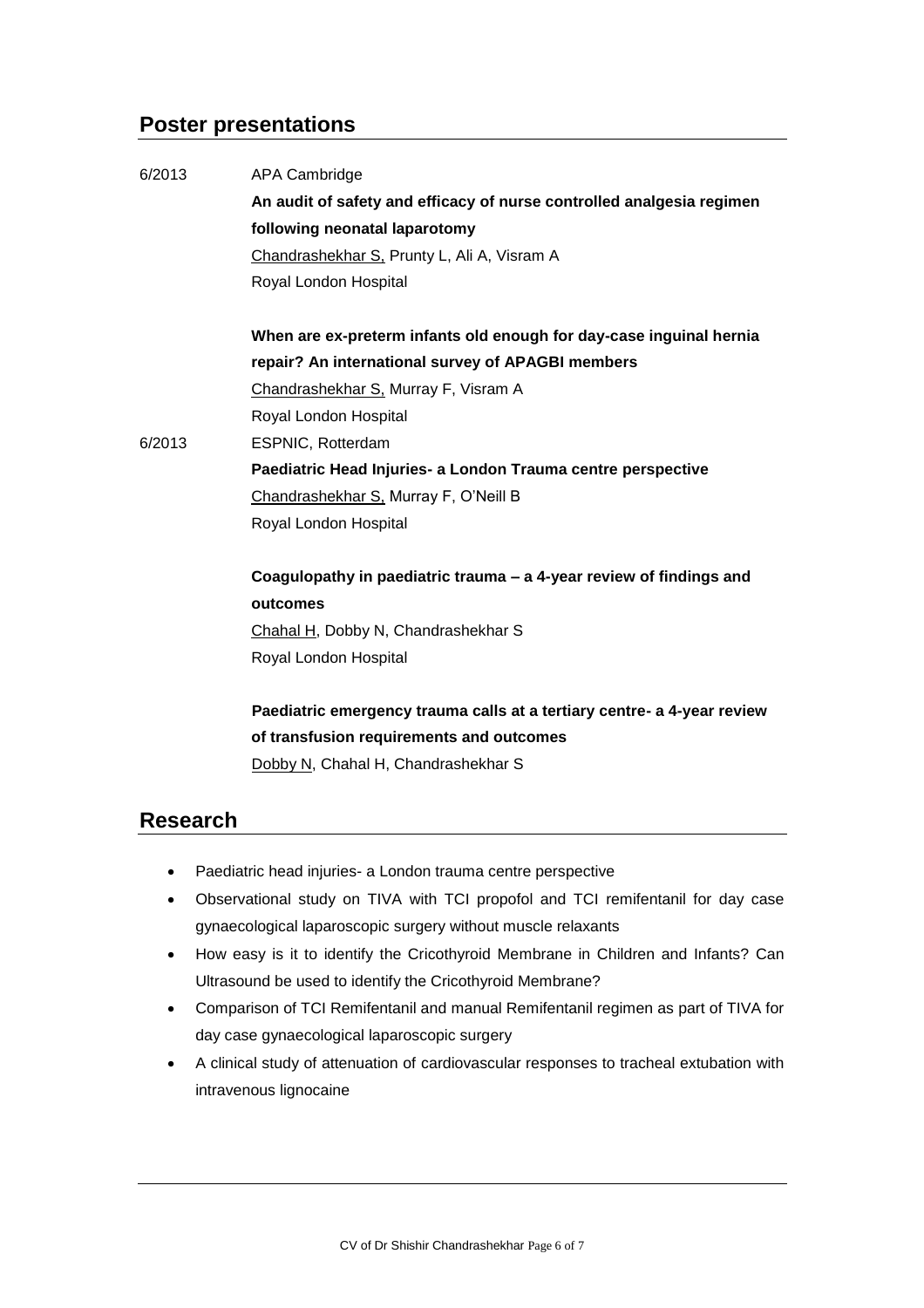## Poster presentations

6/2013 APA Cambridge

**An audit of safety and efficacy of nurse controlled analgesia regimen following neonatal laparotomy**
Chandrashekhar S, Prunty L, Ali A, Visram A
Royal London Hospital

**When are ex-preterm infants old enough for day-case inguinal hernia repair? An international survey of APAGBI members**
Chandrashekhar S, Murray F, Visram A
Royal London Hospital

6/2013 ESPNIC, Rotterdam

**Paediatric Head Injuries- a London Trauma centre perspective**
Chandrashekhar S, Murray F, O'Neill B
Royal London Hospital

**Coagulopathy in paediatric trauma – a 4-year review of findings and outcomes**
Chahal H, Dobby N, Chandrashekhar S
Royal London Hospital

**Paediatric emergency trauma calls at a tertiary centre- a 4-year review of transfusion requirements and outcomes**
Dobby N, Chahal H, Chandrashekhar S

## Research

- Paediatric head injuries- a London trauma centre perspective
- Observational study on TIVA with TCI propofol and TCI remifentanil for day case gynaecological laparoscopic surgery without muscle relaxants
- How easy is it to identify the Cricothyroid Membrane in Children and Infants? Can Ultrasound be used to identify the Cricothyroid Membrane?
- Comparison of TCI Remifentanil and manual Remifentanil regimen as part of TIVA for day case gynaecological laparoscopic surgery
- A clinical study of attenuation of cardiovascular responses to tracheal extubation with intravenous lignocaine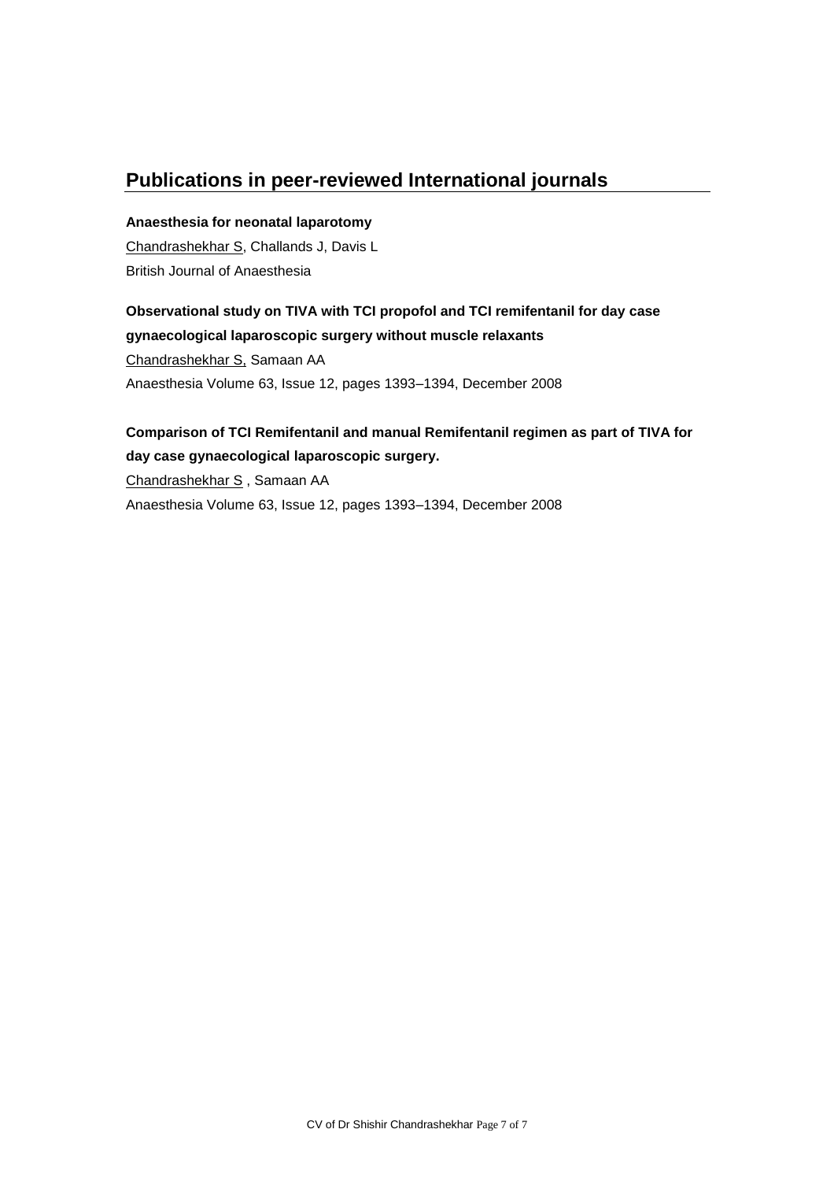## Publications in peer-reviewed International journals

**Anaesthesia for neonatal laparotomy**

Chandrashekhar S, Challands J, Davis L

British Journal of Anaesthesia

**Observational study on TIVA with TCI propofol and TCI remifentanil for day case gynaecological laparoscopic surgery without muscle relaxants**

Chandrashekhar S, Samaan AA

Anaesthesia Volume 63, Issue 12, pages 1393–1394, December 2008

**Comparison of TCI Remifentanil and manual Remifentanil regimen as part of TIVA for day case gynaecological laparoscopic surgery.**

Chandrashekhar S , Samaan AA

Anaesthesia Volume 63, Issue 12, pages 1393–1394, December 2008